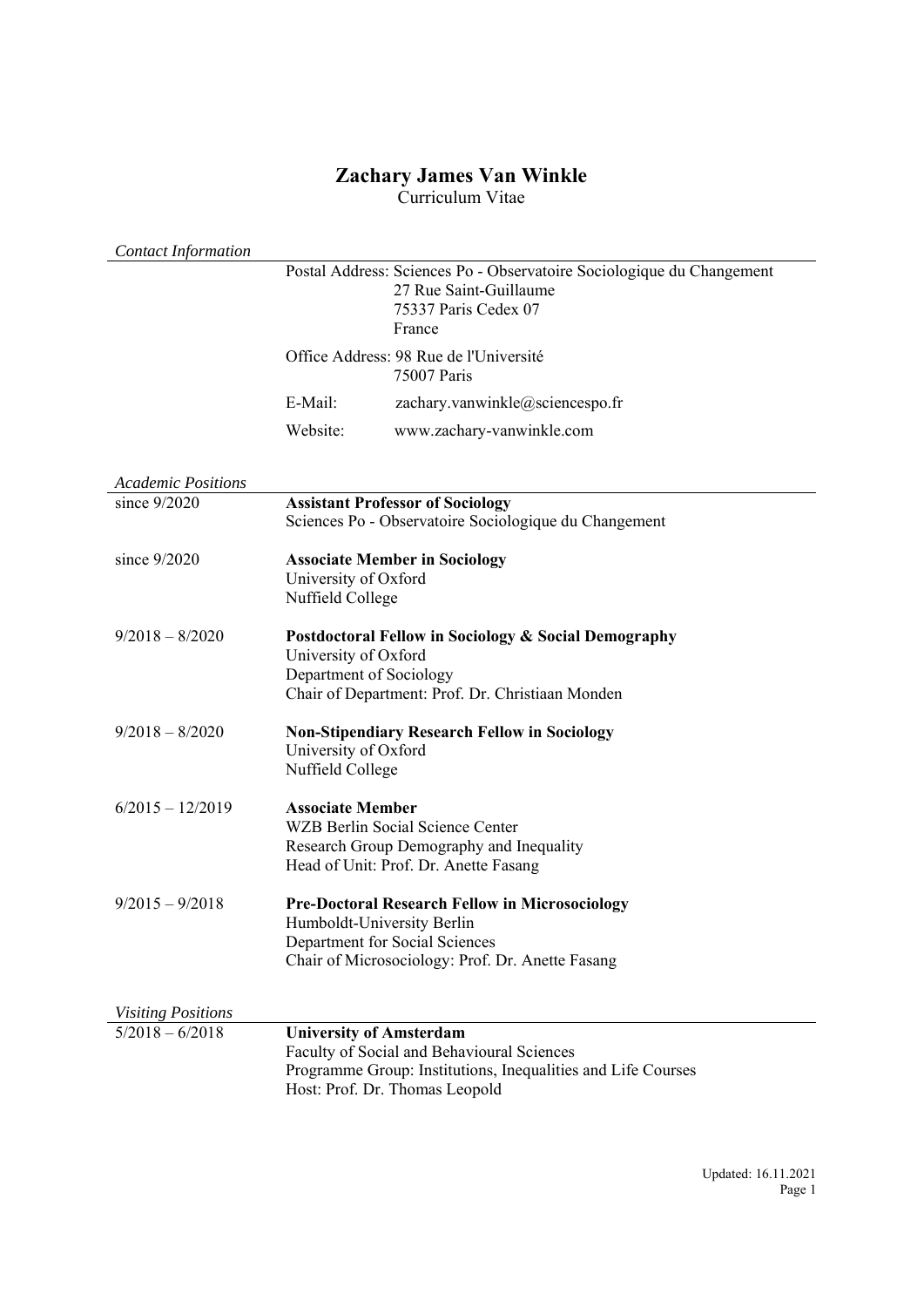# Zachary James Van Winkle

Curriculum Vitae

## *Contact Information*

Postal Address: Sciences Po - Observatoire Sociologique du Changement
27 Rue Saint-Guillaume
75337 Paris Cedex 07
France

Office Address: 98 Rue de l'Université
75007 Paris

E-Mail: zachary.vanwinkle@sciencespo.fr

Website: www.zachary-vanwinkle.com

## *Academic Positions*

since 9/2020 — **Assistant Professor of Sociology**
Sciences Po - Observatoire Sociologique du Changement

since 9/2020 — **Associate Member in Sociology**
University of Oxford
Nuffield College

9/2018 – 8/2020 — **Postdoctoral Fellow in Sociology & Social Demography**
University of Oxford
Department of Sociology
Chair of Department: Prof. Dr. Christiaan Monden

9/2018 – 8/2020 — **Non-Stipendiary Research Fellow in Sociology**
University of Oxford
Nuffield College

6/2015 – 12/2019 — **Associate Member**
WZB Berlin Social Science Center
Research Group Demography and Inequality
Head of Unit: Prof. Dr. Anette Fasang

9/2015 – 9/2018 — **Pre-Doctoral Research Fellow in Microsociology**
Humboldt-University Berlin
Department for Social Sciences
Chair of Microsociology: Prof. Dr. Anette Fasang

## *Visiting Positions*

5/2018 – 6/2018 — **University of Amsterdam**
Faculty of Social and Behavioural Sciences
Programme Group: Institutions, Inequalities and Life Courses
Host: Prof. Dr. Thomas Leopold

Updated: 16.11.2021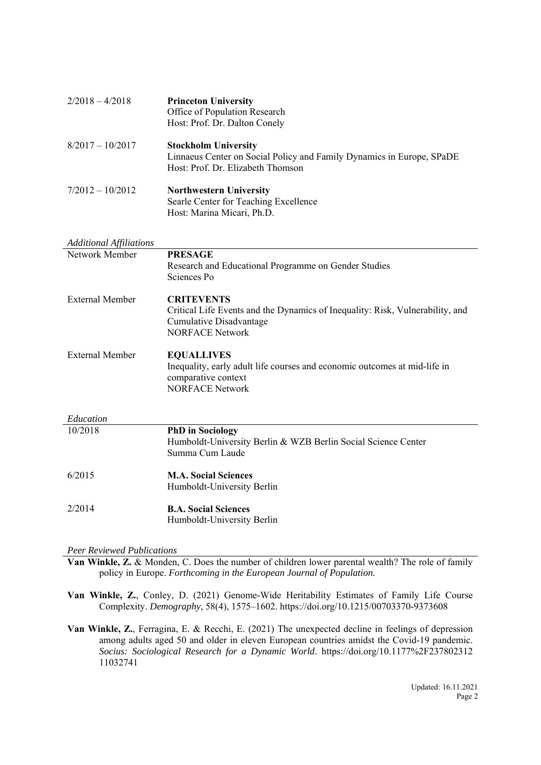| | |
|---|---|
| 2/2018 – 4/2018 | **Princeton University**<br>Office of Population Research<br>Host: Prof. Dr. Dalton Conely |
| 8/2017 – 10/2017 | **Stockholm University**<br>Linnaeus Center on Social Policy and Family Dynamics in Europe, SPaDE<br>Host: Prof. Dr. Elizabeth Thomson |
| 7/2012 – 10/2012 | **Northwestern University**<br>Searle Center for Teaching Excellence<br>Host: Marina Micari, Ph.D. |

### *Additional Affiliations*

| | |
|---|---|
| Network Member | **PRESAGE**<br>Research and Educational Programme on Gender Studies<br>Sciences Po |
| External Member | **CRITEVENTS**<br>Critical Life Events and the Dynamics of Inequality: Risk, Vulnerability, and Cumulative Disadvantage<br>NORFACE Network |
| External Member | **EQUALLIVES**<br>Inequality, early adult life courses and economic outcomes at mid-life in comparative context<br>NORFACE Network |

### *Education*

| | |
|---|---|
| 10/2018 | **PhD in Sociology**<br>Humboldt-University Berlin & WZB Berlin Social Science Center<br>Summa Cum Laude |
| 6/2015 | **M.A. Social Sciences**<br>Humboldt-University Berlin |
| 2/2014 | **B.A. Social Sciences**<br>Humboldt-University Berlin |

### *Peer Reviewed Publications*

**Van Winkle, Z.** & Monden, C. Does the number of children lower parental wealth? The role of family policy in Europe. *Forthcoming in the European Journal of Population.*

**Van Winkle, Z.**, Conley, D. (2021) Genome-Wide Heritability Estimates of Family Life Course Complexity. *Demography*, 58(4), 1575–1602. https://doi.org/10.1215/00703370-9373608

**Van Winkle, Z.**, Ferragina, E. & Recchi, E. (2021) The unexpected decline in feelings of depression among adults aged 50 and older in eleven European countries amidst the Covid-19 pandemic. *Socius: Sociological Research for a Dynamic World*. https://doi.org/10.1177%2F237802312 11032741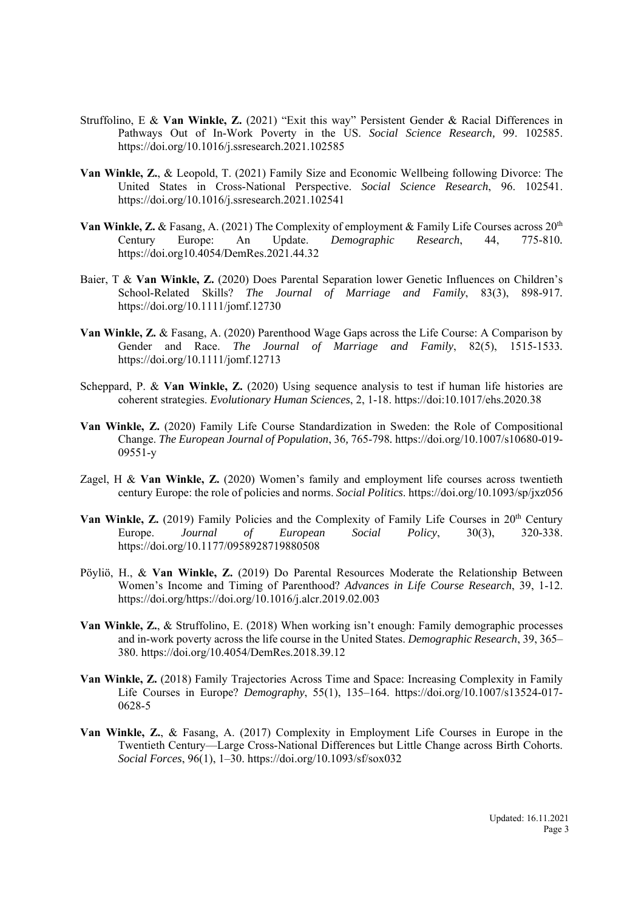Struffolino, E & **Van Winkle, Z.** (2021) "Exit this way" Persistent Gender & Racial Differences in Pathways Out of In-Work Poverty in the US. *Social Science Research*, 99. 102585. https://doi.org/10.1016/j.ssresearch.2021.102585

**Van Winkle, Z.**, & Leopold, T. (2021) Family Size and Economic Wellbeing following Divorce: The United States in Cross-National Perspective. *Social Science Research*, 96. 102541. https://doi.org/10.1016/j.ssresearch.2021.102541

**Van Winkle, Z.** & Fasang, A. (2021) The Complexity of employment & Family Life Courses across 20th Century Europe: An Update. *Demographic Research*, 44, 775-810. https://doi.org10.4054/DemRes.2021.44.32

Baier, T & **Van Winkle, Z.** (2020) Does Parental Separation lower Genetic Influences on Children's School-Related Skills? *The Journal of Marriage and Family*, 83(3), 898-917. https://doi.org/10.1111/jomf.12730

**Van Winkle, Z.** & Fasang, A. (2020) Parenthood Wage Gaps across the Life Course: A Comparison by Gender and Race. *The Journal of Marriage and Family*, 82(5), 1515-1533. https://doi.org/10.1111/jomf.12713

Scheppard, P. & **Van Winkle, Z.** (2020) Using sequence analysis to test if human life histories are coherent strategies. *Evolutionary Human Sciences*, 2, 1-18. https://doi:10.1017/ehs.2020.38

**Van Winkle, Z.** (2020) Family Life Course Standardization in Sweden: the Role of Compositional Change. *The European Journal of Population*, 36, 765-798. https://doi.org/10.1007/s10680-019-09551-y

Zagel, H & **Van Winkle, Z.** (2020) Women's family and employment life courses across twentieth century Europe: the role of policies and norms. *Social Politics*. https://doi.org/10.1093/sp/jxz056

**Van Winkle, Z.** (2019) Family Policies and the Complexity of Family Life Courses in 20th Century Europe. *Journal of European Social Policy*, 30(3), 320-338. https://doi.org/10.1177/0958928719880508

Pöyliö, H., & **Van Winkle, Z.** (2019) Do Parental Resources Moderate the Relationship Between Women's Income and Timing of Parenthood? *Advances in Life Course Research*, 39, 1-12. https://doi.org/https://doi.org/10.1016/j.alcr.2019.02.003

**Van Winkle, Z.**, & Struffolino, E. (2018) When working isn't enough: Family demographic processes and in-work poverty across the life course in the United States. *Demographic Research*, 39, 365–380. https://doi.org/10.4054/DemRes.2018.39.12

**Van Winkle, Z.** (2018) Family Trajectories Across Time and Space: Increasing Complexity in Family Life Courses in Europe? *Demography*, 55(1), 135–164. https://doi.org/10.1007/s13524-017-0628-5

**Van Winkle, Z.**, & Fasang, A. (2017) Complexity in Employment Life Courses in Europe in the Twentieth Century—Large Cross-National Differences but Little Change across Birth Cohorts. *Social Forces*, 96(1), 1–30. https://doi.org/10.1093/sf/sox032

Updated: 16.11.2021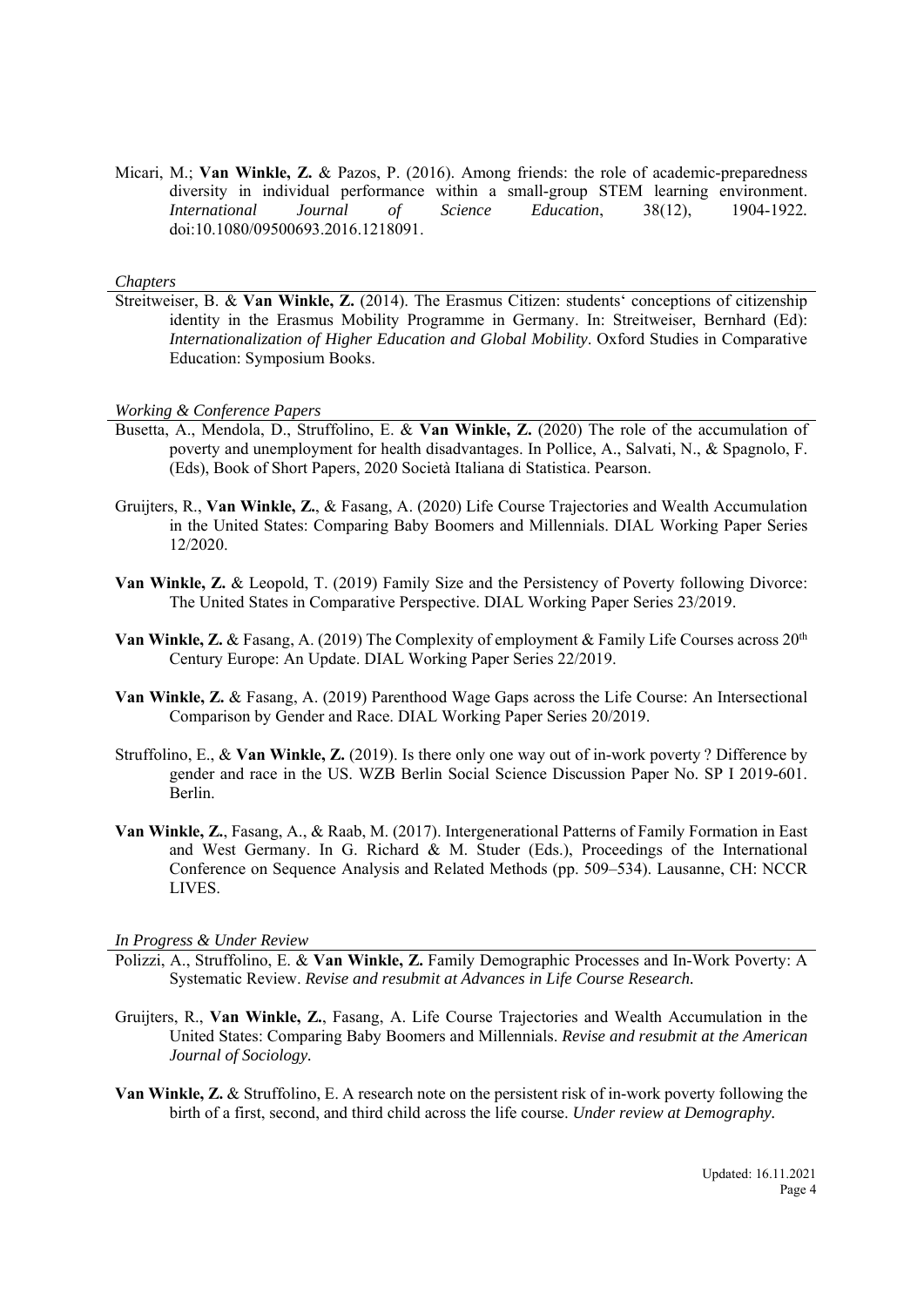Micari, M.; **Van Winkle, Z.** & Pazos, P. (2016). Among friends: the role of academic-preparedness diversity in individual performance within a small-group STEM learning environment. *International Journal of Science Education*, 38(12), 1904-1922. doi:10.1080/09500693.2016.1218091.

*Chapters*

Streitweiser, B. & **Van Winkle, Z.** (2014). The Erasmus Citizen: students' conceptions of citizenship identity in the Erasmus Mobility Programme in Germany. In: Streitweiser, Bernhard (Ed): *Internationalization of Higher Education and Global Mobility*. Oxford Studies in Comparative Education: Symposium Books.

*Working & Conference Papers*

Busetta, A., Mendola, D., Struffolino, E. & **Van Winkle, Z.** (2020) The role of the accumulation of poverty and unemployment for health disadvantages. In Pollice, A., Salvati, N., & Spagnolo, F. (Eds), Book of Short Papers, 2020 Società Italiana di Statistica. Pearson.

Gruijters, R., **Van Winkle, Z.**, & Fasang, A. (2020) Life Course Trajectories and Wealth Accumulation in the United States: Comparing Baby Boomers and Millennials. DIAL Working Paper Series 12/2020.

**Van Winkle, Z.** & Leopold, T. (2019) Family Size and the Persistency of Poverty following Divorce: The United States in Comparative Perspective. DIAL Working Paper Series 23/2019.

**Van Winkle, Z.** & Fasang, A. (2019) The Complexity of employment & Family Life Courses across 20th Century Europe: An Update. DIAL Working Paper Series 22/2019.

**Van Winkle, Z.** & Fasang, A. (2019) Parenthood Wage Gaps across the Life Course: An Intersectional Comparison by Gender and Race. DIAL Working Paper Series 20/2019.

Struffolino, E., & **Van Winkle, Z.** (2019). Is there only one way out of in-work poverty ? Difference by gender and race in the US. WZB Berlin Social Science Discussion Paper No. SP I 2019-601. Berlin.

**Van Winkle, Z.**, Fasang, A., & Raab, M. (2017). Intergenerational Patterns of Family Formation in East and West Germany. In G. Richard & M. Studer (Eds.), Proceedings of the International Conference on Sequence Analysis and Related Methods (pp. 509–534). Lausanne, CH: NCCR LIVES.

*In Progress & Under Review*

Polizzi, A., Struffolino, E. & **Van Winkle, Z.** Family Demographic Processes and In-Work Poverty: A Systematic Review. *Revise and resubmit at Advances in Life Course Research.*

Gruijters, R., **Van Winkle, Z.**, Fasang, A. Life Course Trajectories and Wealth Accumulation in the United States: Comparing Baby Boomers and Millennials. *Revise and resubmit at the American Journal of Sociology.*

**Van Winkle, Z.** & Struffolino, E. A research note on the persistent risk of in-work poverty following the birth of a first, second, and third child across the life course. *Under review at Demography.*

Updated: 16.11.2021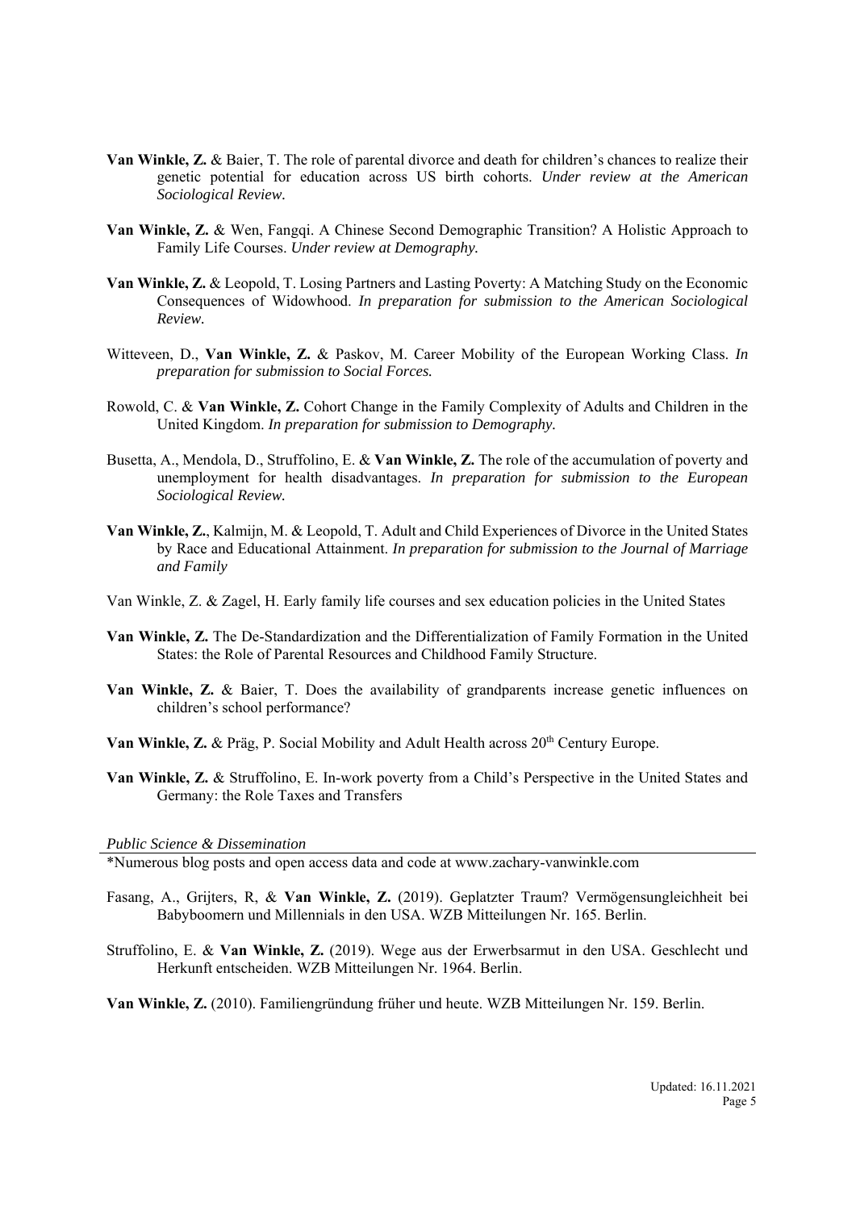**Van Winkle, Z.** & Baier, T. The role of parental divorce and death for children's chances to realize their genetic potential for education across US birth cohorts. *Under review at the American Sociological Review.*

**Van Winkle, Z.** & Wen, Fangqi. A Chinese Second Demographic Transition? A Holistic Approach to Family Life Courses. *Under review at Demography.*

**Van Winkle, Z.** & Leopold, T. Losing Partners and Lasting Poverty: A Matching Study on the Economic Consequences of Widowhood. *In preparation for submission to the American Sociological Review.*

Witteveen, D., **Van Winkle, Z.** & Paskov, M. Career Mobility of the European Working Class. *In preparation for submission to Social Forces.*

Rowold, C. & **Van Winkle, Z.** Cohort Change in the Family Complexity of Adults and Children in the United Kingdom. *In preparation for submission to Demography.*

Busetta, A., Mendola, D., Struffolino, E. & **Van Winkle, Z.** The role of the accumulation of poverty and unemployment for health disadvantages. *In preparation for submission to the European Sociological Review.*

**Van Winkle, Z.**, Kalmijn, M. & Leopold, T. Adult and Child Experiences of Divorce in the United States by Race and Educational Attainment. *In preparation for submission to the Journal of Marriage and Family*

Van Winkle, Z. & Zagel, H. Early family life courses and sex education policies in the United States

**Van Winkle, Z.** The De-Standardization and the Differentialization of Family Formation in the United States: the Role of Parental Resources and Childhood Family Structure.

**Van Winkle, Z.** & Baier, T. Does the availability of grandparents increase genetic influences on children's school performance?

**Van Winkle, Z.** & Präg, P. Social Mobility and Adult Health across 20th Century Europe.

**Van Winkle, Z.** & Struffolino, E. In-work poverty from a Child's Perspective in the United States and Germany: the Role Taxes and Transfers

*Public Science & Dissemination*

*Numerous blog posts and open access data and code at www.zachary-vanwinkle.com

Fasang, A., Grijters, R, & **Van Winkle, Z.** (2019). Geplatzter Traum? Vermögensungleichheit bei Babyboomern und Millennials in den USA. WZB Mitteilungen Nr. 165. Berlin.

Struffolino, E. & **Van Winkle, Z.** (2019). Wege aus der Erwerbsarmut in den USA. Geschlecht und Herkunft entscheiden. WZB Mitteilungen Nr. 1964. Berlin.

**Van Winkle, Z.** (2010). Familiengründung früher und heute. WZB Mitteilungen Nr. 159. Berlin.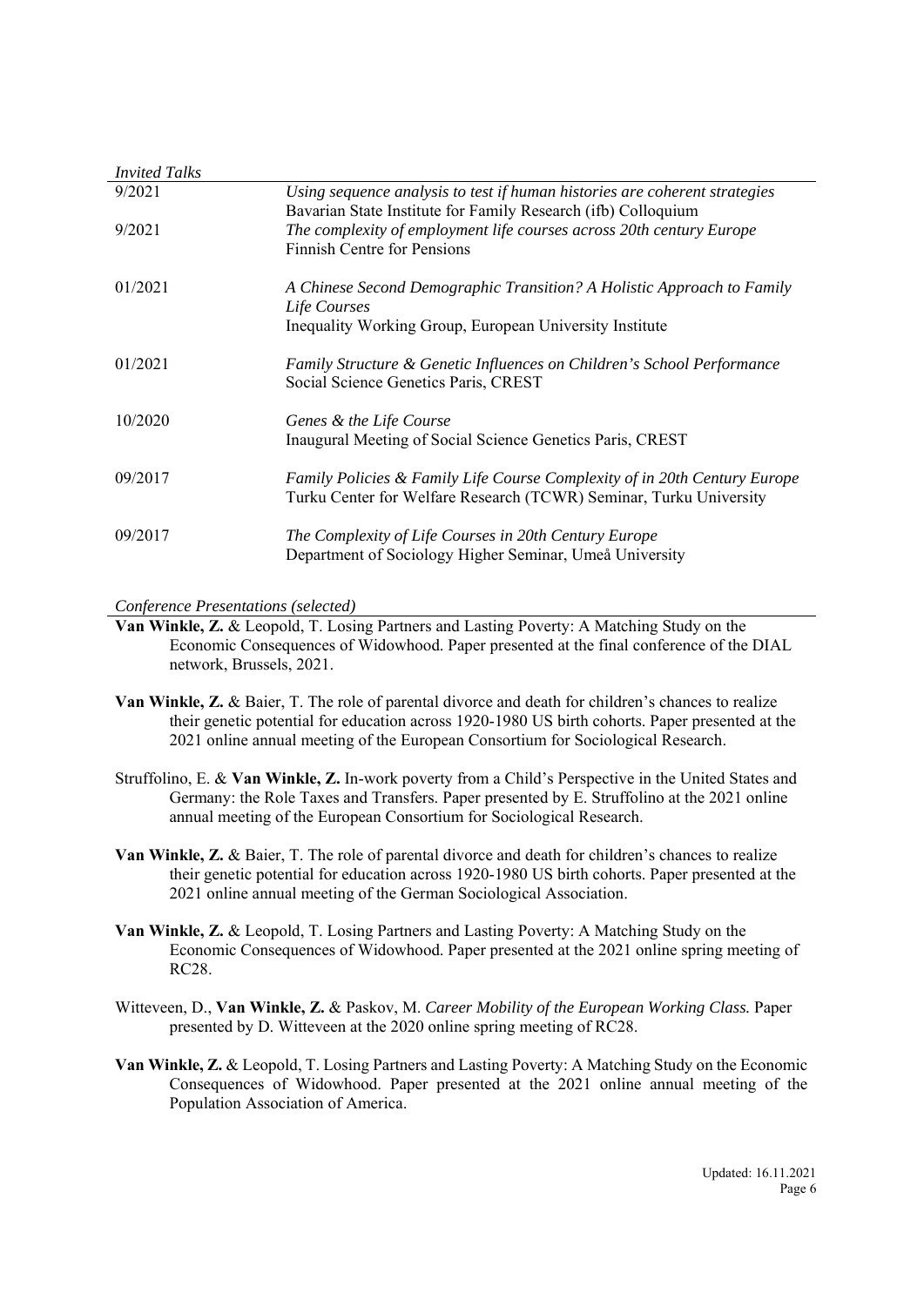*Invited Talks*

| | |
|---|---|
| 9/2021 | *Using sequence analysis to test if human histories are coherent strategies*<br>Bavarian State Institute for Family Research (ifb) Colloquium |
| 9/2021 | *The complexity of employment life courses across 20th century Europe*<br>Finnish Centre for Pensions |
| 01/2021 | *A Chinese Second Demographic Transition? A Holistic Approach to Family Life Courses*<br>Inequality Working Group, European University Institute |
| 01/2021 | *Family Structure & Genetic Influences on Children's School Performance*<br>Social Science Genetics Paris, CREST |
| 10/2020 | *Genes & the Life Course*<br>Inaugural Meeting of Social Science Genetics Paris, CREST |
| 09/2017 | *Family Policies & Family Life Course Complexity of in 20th Century Europe*<br>Turku Center for Welfare Research (TCWR) Seminar, Turku University |
| 09/2017 | *The Complexity of Life Courses in 20th Century Europe*<br>Department of Sociology Higher Seminar, Umeå University |

*Conference Presentations (selected)*

**Van Winkle, Z.** & Leopold, T. Losing Partners and Lasting Poverty: A Matching Study on the Economic Consequences of Widowhood. Paper presented at the final conference of the DIAL network, Brussels, 2021.

**Van Winkle, Z.** & Baier, T. The role of parental divorce and death for children's chances to realize their genetic potential for education across 1920-1980 US birth cohorts. Paper presented at the 2021 online annual meeting of the European Consortium for Sociological Research.

Struffolino, E. & **Van Winkle, Z.** In-work poverty from a Child's Perspective in the United States and Germany: the Role Taxes and Transfers. Paper presented by E. Struffolino at the 2021 online annual meeting of the European Consortium for Sociological Research.

**Van Winkle, Z.** & Baier, T. The role of parental divorce and death for children's chances to realize their genetic potential for education across 1920-1980 US birth cohorts. Paper presented at the 2021 online annual meeting of the German Sociological Association.

**Van Winkle, Z.** & Leopold, T. Losing Partners and Lasting Poverty: A Matching Study on the Economic Consequences of Widowhood. Paper presented at the 2021 online spring meeting of RC28.

Witteveen, D., **Van Winkle, Z.** & Paskov, M. *Career Mobility of the European Working Class.* Paper presented by D. Witteveen at the 2020 online spring meeting of RC28.

**Van Winkle, Z.** & Leopold, T. Losing Partners and Lasting Poverty: A Matching Study on the Economic Consequences of Widowhood. Paper presented at the 2021 online annual meeting of the Population Association of America.

Updated: 16.11.2021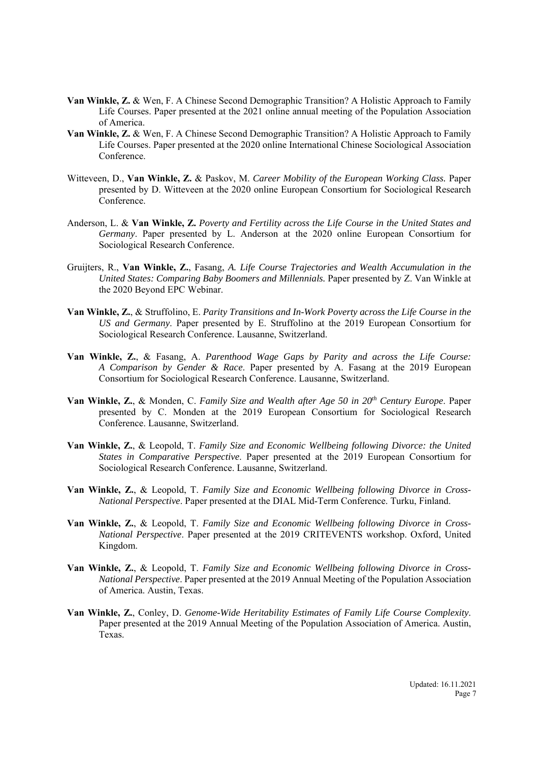**Van Winkle, Z.** & Wen, F. A Chinese Second Demographic Transition? A Holistic Approach to Family Life Courses. Paper presented at the 2021 online annual meeting of the Population Association of America.

**Van Winkle, Z.** & Wen, F. A Chinese Second Demographic Transition? A Holistic Approach to Family Life Courses. Paper presented at the 2020 online International Chinese Sociological Association Conference.

Witteveen, D., **Van Winkle, Z.** & Paskov, M. *Career Mobility of the European Working Class.* Paper presented by D. Witteveen at the 2020 online European Consortium for Sociological Research Conference.

Anderson, L. & **Van Winkle, Z.** *Poverty and Fertility across the Life Course in the United States and Germany*. Paper presented by L. Anderson at the 2020 online European Consortium for Sociological Research Conference.

Gruijters, R., **Van Winkle, Z.**, Fasang, *A. Life Course Trajectories and Wealth Accumulation in the United States: Comparing Baby Boomers and Millennials.* Paper presented by Z. Van Winkle at the 2020 Beyond EPC Webinar.

**Van Winkle, Z.**, & Struffolino, E. *Parity Transitions and In-Work Poverty across the Life Course in the US and Germany*. Paper presented by E. Struffolino at the 2019 European Consortium for Sociological Research Conference. Lausanne, Switzerland.

**Van Winkle, Z.**, & Fasang, A. *Parenthood Wage Gaps by Parity and across the Life Course: A Comparison by Gender & Race*. Paper presented by A. Fasang at the 2019 European Consortium for Sociological Research Conference. Lausanne, Switzerland.

**Van Winkle, Z.**, & Monden, C. *Family Size and Wealth after Age 50 in 20th Century Europe*. Paper presented by C. Monden at the 2019 European Consortium for Sociological Research Conference. Lausanne, Switzerland.

**Van Winkle, Z.**, & Leopold, T. *Family Size and Economic Wellbeing following Divorce: the United States in Comparative Perspective*. Paper presented at the 2019 European Consortium for Sociological Research Conference. Lausanne, Switzerland.

**Van Winkle, Z.**, & Leopold, T. *Family Size and Economic Wellbeing following Divorce in Cross-National Perspective*. Paper presented at the DIAL Mid-Term Conference. Turku, Finland.

**Van Winkle, Z.**, & Leopold, T. *Family Size and Economic Wellbeing following Divorce in Cross-National Perspective*. Paper presented at the 2019 CRITEVENTS workshop. Oxford, United Kingdom.

**Van Winkle, Z.**, & Leopold, T. *Family Size and Economic Wellbeing following Divorce in Cross-National Perspective*. Paper presented at the 2019 Annual Meeting of the Population Association of America. Austin, Texas.

**Van Winkle, Z.**, Conley, D. *Genome-Wide Heritability Estimates of Family Life Course Complexity*. Paper presented at the 2019 Annual Meeting of the Population Association of America. Austin, Texas.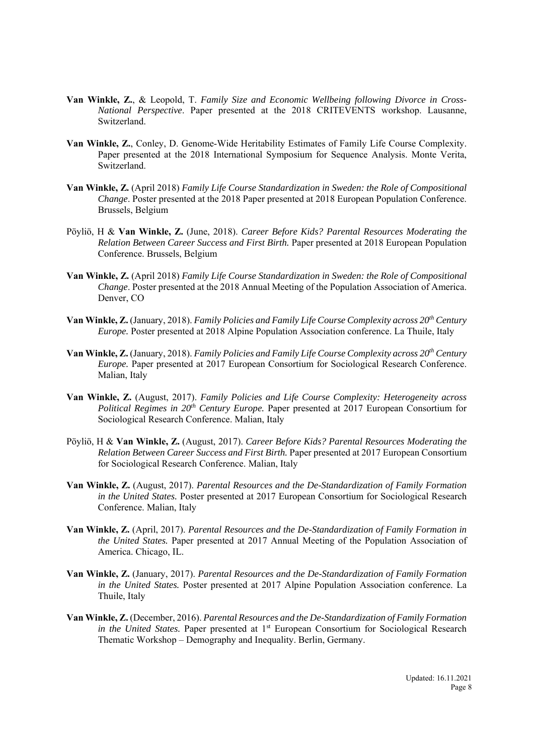**Van Winkle, Z.**, & Leopold, T. *Family Size and Economic Wellbeing following Divorce in Cross-National Perspective*. Paper presented at the 2018 CRITEVENTS workshop. Lausanne, Switzerland.

**Van Winkle, Z.**, Conley, D. Genome-Wide Heritability Estimates of Family Life Course Complexity. Paper presented at the 2018 International Symposium for Sequence Analysis. Monte Verita, Switzerland.

**Van Winkle, Z.** (April 2018) *Family Life Course Standardization in Sweden: the Role of Compositional Change*. Poster presented at the 2018 Paper presented at 2018 European Population Conference. Brussels, Belgium

Pöyliö, H & **Van Winkle, Z.** (June, 2018). *Career Before Kids? Parental Resources Moderating the Relation Between Career Success and First Birth.* Paper presented at 2018 European Population Conference. Brussels, Belgium

**Van Winkle, Z.** (April 2018) *Family Life Course Standardization in Sweden: the Role of Compositional Change*. Poster presented at the 2018 Annual Meeting of the Population Association of America. Denver, CO

**Van Winkle, Z.** (January, 2018). *Family Policies and Family Life Course Complexity across 20th Century Europe.* Poster presented at 2018 Alpine Population Association conference. La Thuile, Italy

**Van Winkle, Z.** (January, 2018). *Family Policies and Family Life Course Complexity across 20th Century Europe.* Paper presented at 2017 European Consortium for Sociological Research Conference. Malian, Italy

**Van Winkle, Z.** (August, 2017). *Family Policies and Life Course Complexity: Heterogeneity across Political Regimes in 20th Century Europe.* Paper presented at 2017 European Consortium for Sociological Research Conference. Malian, Italy

Pöyliö, H & **Van Winkle, Z.** (August, 2017). *Career Before Kids? Parental Resources Moderating the Relation Between Career Success and First Birth.* Paper presented at 2017 European Consortium for Sociological Research Conference. Malian, Italy

**Van Winkle, Z.** (August, 2017). *Parental Resources and the De-Standardization of Family Formation in the United States.* Poster presented at 2017 European Consortium for Sociological Research Conference. Malian, Italy

**Van Winkle, Z.** (April, 2017). *Parental Resources and the De-Standardization of Family Formation in the United States.* Paper presented at 2017 Annual Meeting of the Population Association of America. Chicago, IL.

**Van Winkle, Z.** (January, 2017). *Parental Resources and the De-Standardization of Family Formation in the United States.* Poster presented at 2017 Alpine Population Association conference. La Thuile, Italy

**Van Winkle, Z.** (December, 2016). *Parental Resources and the De-Standardization of Family Formation in the United States.* Paper presented at 1st European Consortium for Sociological Research Thematic Workshop – Demography and Inequality. Berlin, Germany.

Updated: 16.11.2021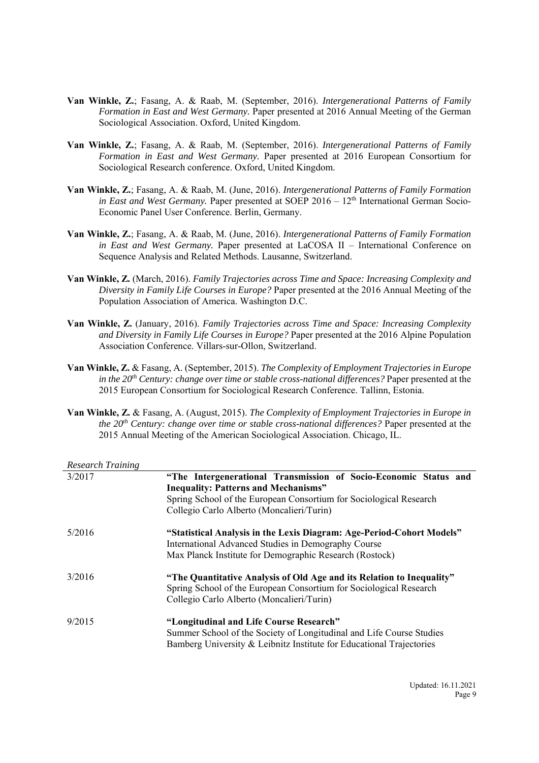**Van Winkle, Z.**; Fasang, A. & Raab, M. (September, 2016). *Intergenerational Patterns of Family Formation in East and West Germany.* Paper presented at 2016 Annual Meeting of the German Sociological Association. Oxford, United Kingdom.

**Van Winkle, Z.**; Fasang, A. & Raab, M. (September, 2016). *Intergenerational Patterns of Family Formation in East and West Germany.* Paper presented at 2016 European Consortium for Sociological Research conference. Oxford, United Kingdom.

**Van Winkle, Z.**; Fasang, A. & Raab, M. (June, 2016). *Intergenerational Patterns of Family Formation in East and West Germany.* Paper presented at SOEP 2016 – 12th International German Socio-Economic Panel User Conference. Berlin, Germany.

**Van Winkle, Z.**; Fasang, A. & Raab, M. (June, 2016). *Intergenerational Patterns of Family Formation in East and West Germany.* Paper presented at LaCOSA II – International Conference on Sequence Analysis and Related Methods. Lausanne, Switzerland.

**Van Winkle, Z.** (March, 2016). *Family Trajectories across Time and Space: Increasing Complexity and Diversity in Family Life Courses in Europe?* Paper presented at the 2016 Annual Meeting of the Population Association of America. Washington D.C.

**Van Winkle, Z.** (January, 2016). *Family Trajectories across Time and Space: Increasing Complexity and Diversity in Family Life Courses in Europe?* Paper presented at the 2016 Alpine Population Association Conference. Villars-sur-Ollon, Switzerland.

**Van Winkle, Z.** & Fasang, A. (September, 2015). *The Complexity of Employment Trajectories in Europe in the 20th Century: change over time or stable cross-national differences?* Paper presented at the 2015 European Consortium for Sociological Research Conference. Tallinn, Estonia.

**Van Winkle, Z.** & Fasang, A. (August, 2015). *The Complexity of Employment Trajectories in Europe in the 20th Century: change over time or stable cross-national differences?* Paper presented at the 2015 Annual Meeting of the American Sociological Association. Chicago, IL.

*Research Training*

3/2017 — **"The Intergenerational Transmission of Socio-Economic Status and Inequality: Patterns and Mechanisms"**
Spring School of the European Consortium for Sociological Research
Collegio Carlo Alberto (Moncalieri/Turin)

5/2016 — **"Statistical Analysis in the Lexis Diagram: Age-Period-Cohort Models"**
International Advanced Studies in Demography Course
Max Planck Institute for Demographic Research (Rostock)

3/2016 — **"The Quantitative Analysis of Old Age and its Relation to Inequality"**
Spring School of the European Consortium for Sociological Research
Collegio Carlo Alberto (Moncalieri/Turin)

9/2015 — **"Longitudinal and Life Course Research"**
Summer School of the Society of Longitudinal and Life Course Studies
Bamberg University & Leibnitz Institute for Educational Trajectories

Updated: 16.11.2021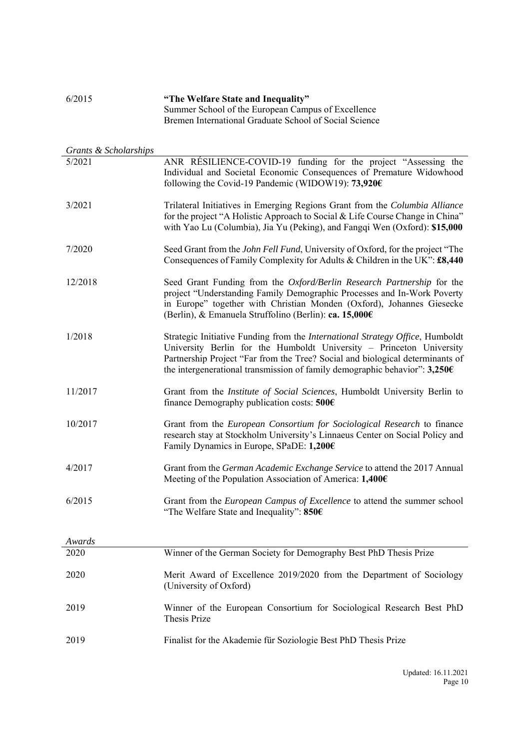6/2015 **"The Welfare State and Inequality"**
Summer School of the European Campus of Excellence
Bremen International Graduate School of Social Science

*Grants & Scholarships*

| | |
|---|---|
| 5/2021 | ANR RÉSILIENCE-COVID-19 funding for the project "Assessing the Individual and Societal Economic Consequences of Premature Widowhood following the Covid-19 Pandemic (WIDOW19): **73,920€** |
| 3/2021 | Trilateral Initiatives in Emerging Regions Grant from the *Columbia Alliance* for the project "A Holistic Approach to Social & Life Course Change in China" with Yao Lu (Columbia), Jia Yu (Peking), and Fangqi Wen (Oxford): **$15,000** |
| 7/2020 | Seed Grant from the *John Fell Fund*, University of Oxford, for the project "The Consequences of Family Complexity for Adults & Children in the UK": **£8,440** |
| 12/2018 | Seed Grant Funding from the *Oxford/Berlin Research Partnership* for the project "Understanding Family Demographic Processes and In-Work Poverty in Europe" together with Christian Monden (Oxford), Johannes Giesecke (Berlin), & Emanuela Struffolino (Berlin): **ca. 15,000€** |
| 1/2018 | Strategic Initiative Funding from the *International Strategy Office*, Humboldt University Berlin for the Humboldt University – Princeton University Partnership Project "Far from the Tree? Social and biological determinants of the intergenerational transmission of family demographic behavior": **3,250€** |
| 11/2017 | Grant from the *Institute of Social Sciences*, Humboldt University Berlin to finance Demography publication costs: **500€** |
| 10/2017 | Grant from the *European Consortium for Sociological Research* to finance research stay at Stockholm University's Linnaeus Center on Social Policy and Family Dynamics in Europe, SPaDE: **1,200€** |
| 4/2017 | Grant from the *German Academic Exchange Service* to attend the 2017 Annual Meeting of the Population Association of America: **1,400€** |
| 6/2015 | Grant from the *European Campus of Excellence* to attend the summer school "The Welfare State and Inequality": **850€** |

*Awards*

| | |
|---|---|
| 2020 | Winner of the German Society for Demography Best PhD Thesis Prize |
| 2020 | Merit Award of Excellence 2019/2020 from the Department of Sociology (University of Oxford) |
| 2019 | Winner of the European Consortium for Sociological Research Best PhD Thesis Prize |
| 2019 | Finalist for the Akademie für Soziologie Best PhD Thesis Prize |

Updated: 16.11.2021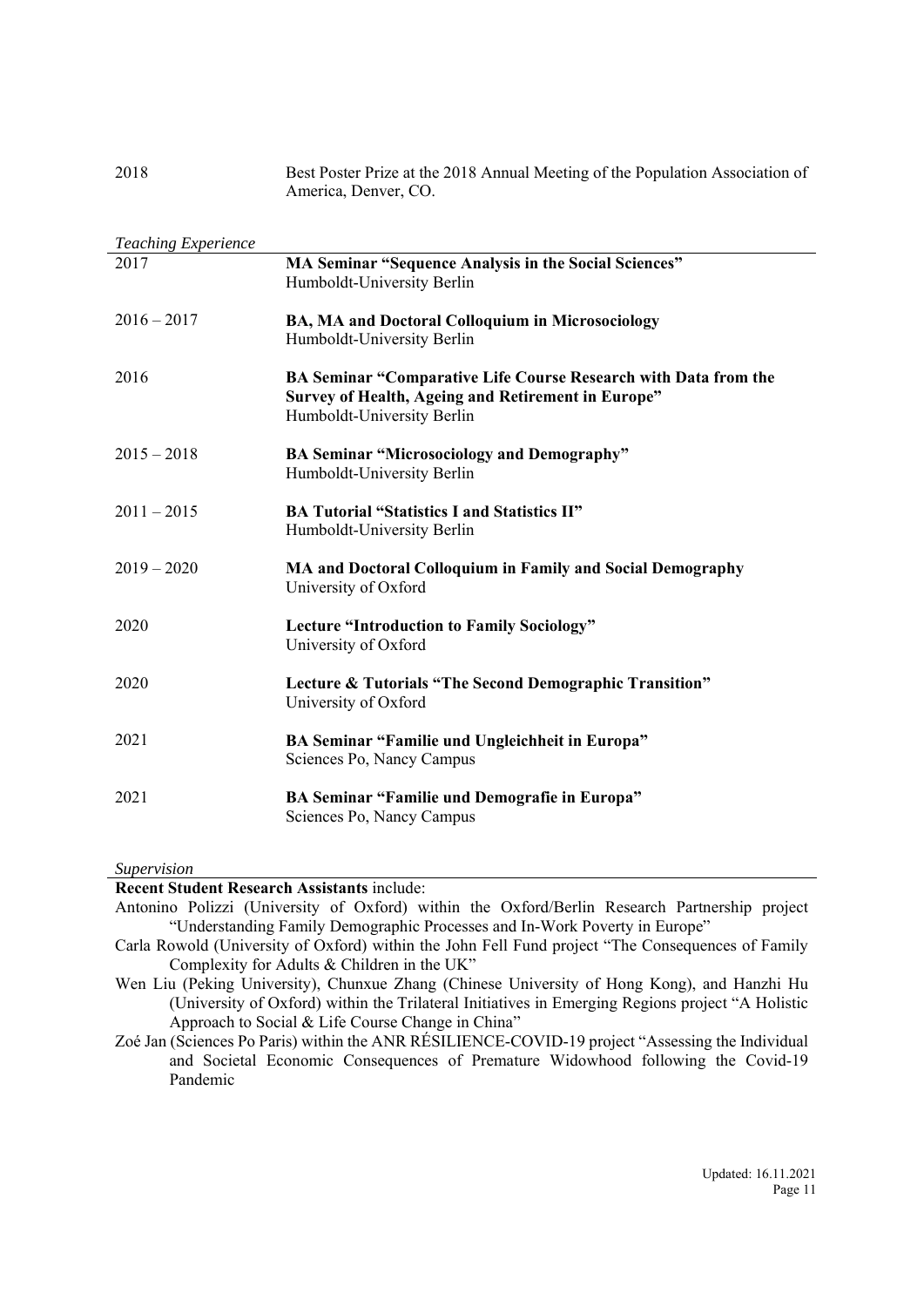2018 Best Poster Prize at the 2018 Annual Meeting of the Population Association of America, Denver, CO.

## *Teaching Experience*

2017 **MA Seminar "Sequence Analysis in the Social Sciences"**
Humboldt-University Berlin

2016 – 2017 **BA, MA and Doctoral Colloquium in Microsociology**
Humboldt-University Berlin

2016 **BA Seminar "Comparative Life Course Research with Data from the Survey of Health, Ageing and Retirement in Europe"**
Humboldt-University Berlin

2015 – 2018 **BA Seminar "Microsociology and Demography"**
Humboldt-University Berlin

2011 – 2015 **BA Tutorial "Statistics I and Statistics II"**
Humboldt-University Berlin

2019 – 2020 **MA and Doctoral Colloquium in Family and Social Demography**
University of Oxford

2020 **Lecture "Introduction to Family Sociology"**
University of Oxford

2020 **Lecture & Tutorials "The Second Demographic Transition"**
University of Oxford

2021 **BA Seminar "Familie und Ungleichheit in Europa"**
Sciences Po, Nancy Campus

2021 **BA Seminar "Familie und Demografie in Europa"**
Sciences Po, Nancy Campus

## *Supervision*

**Recent Student Research Assistants** include:

Antonino Polizzi (University of Oxford) within the Oxford/Berlin Research Partnership project "Understanding Family Demographic Processes and In-Work Poverty in Europe"

Carla Rowold (University of Oxford) within the John Fell Fund project "The Consequences of Family Complexity for Adults & Children in the UK"

Wen Liu (Peking University), Chunxue Zhang (Chinese University of Hong Kong), and Hanzhi Hu (University of Oxford) within the Trilateral Initiatives in Emerging Regions project "A Holistic Approach to Social & Life Course Change in China"

Zoé Jan (Sciences Po Paris) within the ANR RÉSILIENCE-COVID-19 project "Assessing the Individual and Societal Economic Consequences of Premature Widowhood following the Covid-19 Pandemic

Updated: 16.11.2021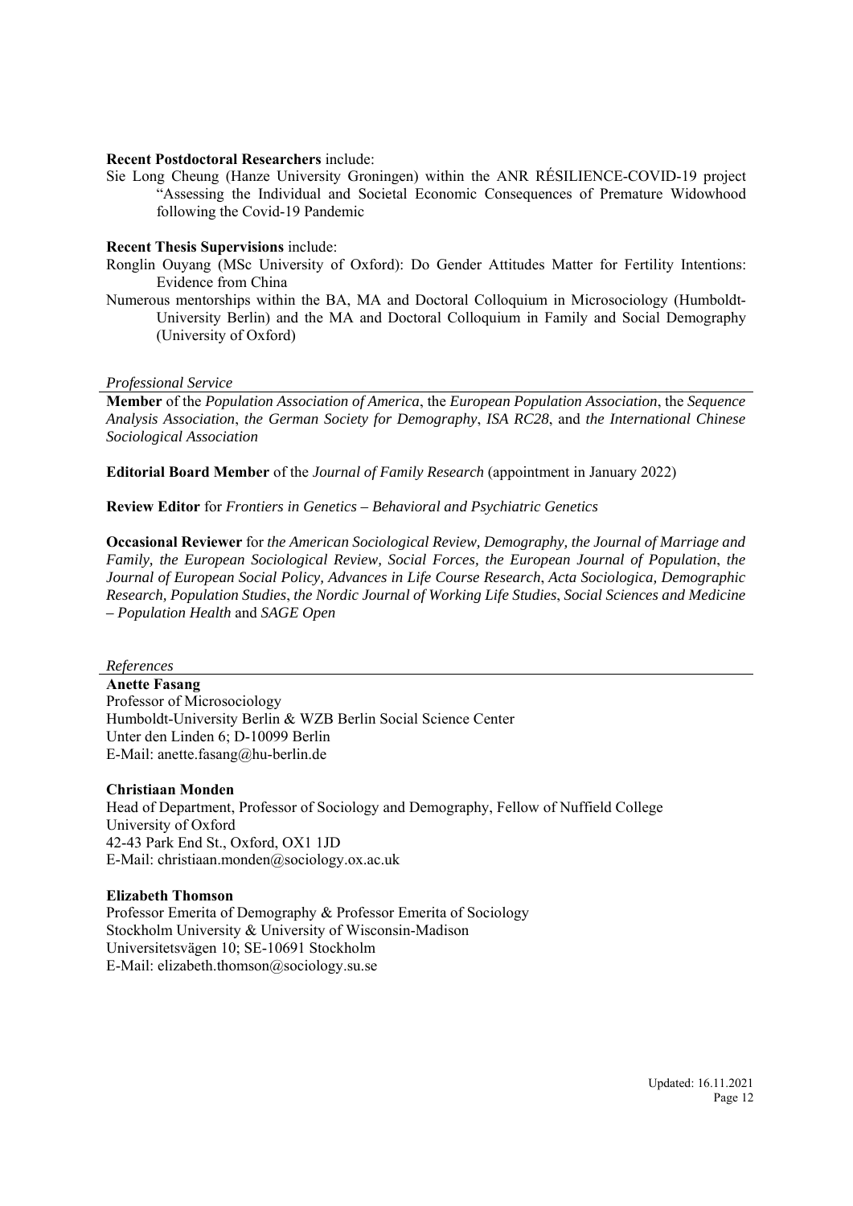**Recent Postdoctoral Researchers** include:

Sie Long Cheung (Hanze University Groningen) within the ANR RÉSILIENCE-COVID-19 project "Assessing the Individual and Societal Economic Consequences of Premature Widowhood following the Covid-19 Pandemic

**Recent Thesis Supervisions** include:

Ronglin Ouyang (MSc University of Oxford): Do Gender Attitudes Matter for Fertility Intentions: Evidence from China

Numerous mentorships within the BA, MA and Doctoral Colloquium in Microsociology (Humboldt-University Berlin) and the MA and Doctoral Colloquium in Family and Social Demography (University of Oxford)

## *Professional Service*

**Member** of the *Population Association of America*, the *European Population Association*, the *Sequence Analysis Association*, *the German Society for Demography*, *ISA RC28*, and *the International Chinese Sociological Association*

**Editorial Board Member** of the *Journal of Family Research* (appointment in January 2022)

**Review Editor** for *Frontiers in Genetics – Behavioral and Psychiatric Genetics*

**Occasional Reviewer** for *the American Sociological Review, Demography, the Journal of Marriage and Family, the European Sociological Review, Social Forces, the European Journal of Population*, *the Journal of European Social Policy, Advances in Life Course Research*, *Acta Sociologica, Demographic Research, Population Studies*, *the Nordic Journal of Working Life Studies*, *Social Sciences and Medicine – Population Health* and *SAGE Open*

## *References*

**Anette Fasang**
Professor of Microsociology
Humboldt-University Berlin & WZB Berlin Social Science Center
Unter den Linden 6; D-10099 Berlin
E-Mail: anette.fasang@hu-berlin.de

**Christiaan Monden**
Head of Department, Professor of Sociology and Demography, Fellow of Nuffield College
University of Oxford
42-43 Park End St., Oxford, OX1 1JD
E-Mail: christiaan.monden@sociology.ox.ac.uk

**Elizabeth Thomson**
Professor Emerita of Demography & Professor Emerita of Sociology
Stockholm University & University of Wisconsin-Madison
Universitetsvägen 10; SE-10691 Stockholm
E-Mail: elizabeth.thomson@sociology.su.se

Updated: 16.11.2021